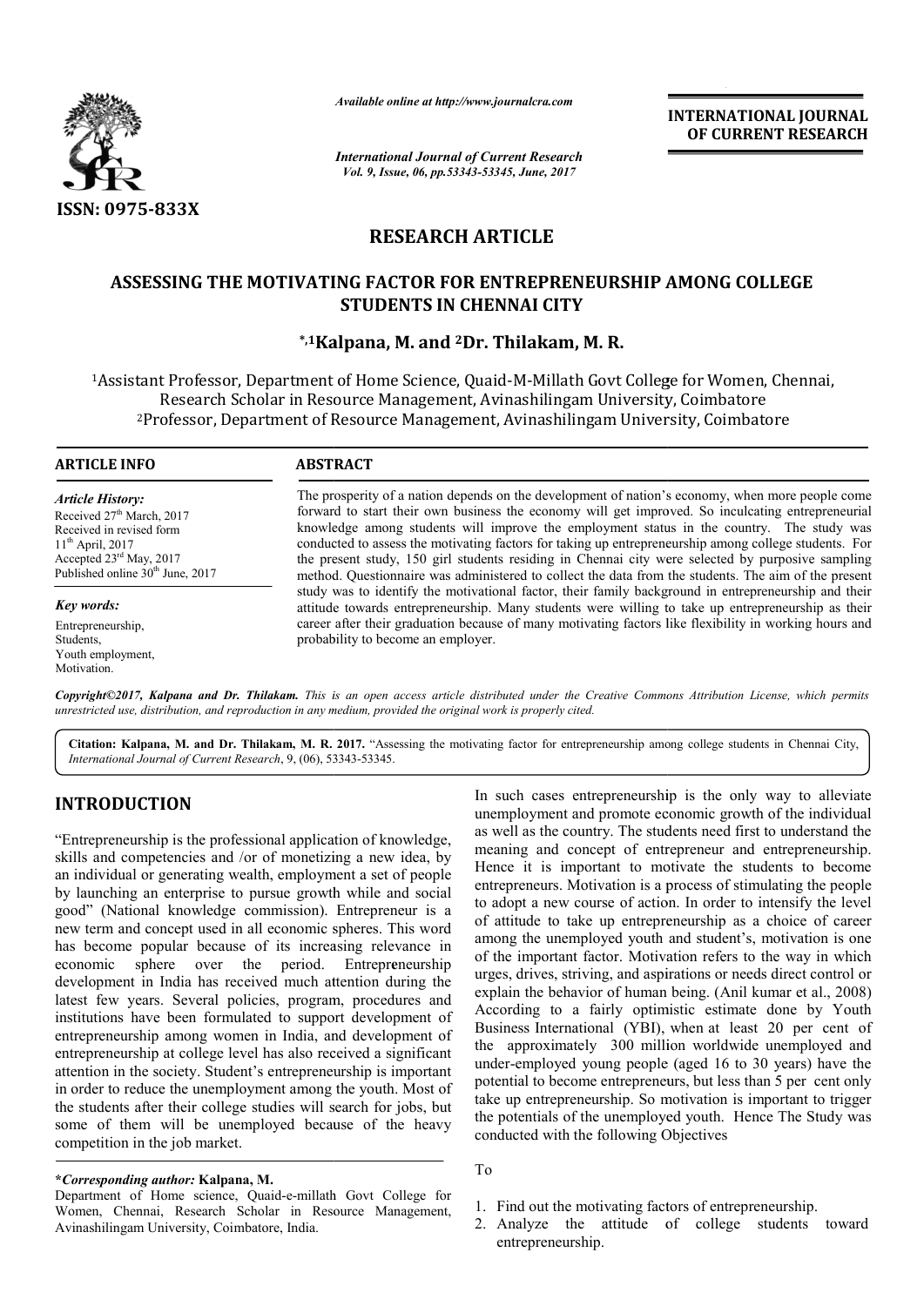# RESEARCH ARTICLE

## ASSESSING THE MOTIVATING FACTOR FOR ENTREPRENEURSHIP AMONG COLLEGE STUDENTS IN CHENNAI CITY

**\*,1Kalpana, M. and 2Dr. Thilakam, M. R.**

[1]Assistant Professor, Department of Home Science, Quaid-M-Millath Govt College for Women, Chennai, Research Scholar in Resource Management, Avinashilingam University, Coimbatore

[2]Professor, Department of Resource Management, Avinashilingam University, Coimbatore

### ARTICLE INFO

*Article History:*

Received 27th March, 2017
Received in revised form 11th April, 2017
Accepted 23rd May, 2017
Published online 30th June, 2017

*Key words:*

Entrepreneurship,
Students,
Youth employment,
Motivation.

### ABSTRACT

The prosperity of a nation depends on the development of nation's economy, when more people come forward to start their own business the economy will get improved. So inculcating entrepreneurial knowledge among students will improve the employment status in the country. The study was conducted to assess the motivating factors for taking up entrepreneurship among college students. For the present study, 150 girl students residing in Chennai city were selected by purposive sampling method. Questionnaire was administered to collect the data from the students. The aim of the present study was to identify the motivational factor, their family background in entrepreneurship and their attitude towards entrepreneurship. Many students were willing to take up entrepreneurship as their career after their graduation because of many motivating factors like flexibility in working hours and probability to become an employer.

*Copyright©2017, Kalpana and Dr. Thilakam. This is an open access article distributed under the Creative Commons Attribution License, which permits unrestricted use, distribution, and reproduction in any medium, provided the original work is properly cited.*

**Citation: Kalpana, M. and Dr. Thilakam, M. R. 2017.** "Assessing the motivating factor for entrepreneurship among college students in Chennai City, *International Journal of Current Research*, 9, (06), 53343-53345.

## INTRODUCTION

"Entrepreneurship is the professional application of knowledge, skills and competencies and /or of monetizing a new idea, by an individual or generating wealth, employment a set of people by launching an enterprise to pursue growth while and social good" (National knowledge commission). Entrepreneur is a new term and concept used in all economic spheres. This word has become popular because of its increasing relevance in economic sphere over the period. Entrepreneurship development in India has received much attention during the latest few years. Several policies, program, procedures and institutions have been formulated to support development of entrepreneurship among women in India, and development of entrepreneurship at college level has also received a significant attention in the society. Student's entrepreneurship is important in order to reduce the unemployment among the youth. Most of the students after their college studies will search for jobs, but some of them will be unemployed because of the heavy competition in the job market.

In such cases entrepreneurship is the only way to alleviate unemployment and promote economic growth of the individual as well as the country. The students need first to understand the meaning and concept of entrepreneur and entrepreneurship. Hence it is important to motivate the students to become entrepreneurs. Motivation is a process of stimulating the people to adopt a new course of action. In order to intensify the level of attitude to take up entrepreneurship as a choice of career among the unemployed youth and student's, motivation is one of the important factor. Motivation refers to the way in which urges, drives, striving, and aspirations or needs direct control or explain the behavior of human being. (Anil kumar et al., 2008) According to a fairly optimistic estimate done by Youth Business International (YBI), when at least 20 per cent of the approximately 300 million worldwide unemployed and under-employed young people (aged 16 to 30 years) have the potential to become entrepreneurs, but less than 5 per cent only take up entrepreneurship. So motivation is important to trigger the potentials of the unemployed youth. Hence The Study was conducted with the following Objectives

To

1. Find out the motivating factors of entrepreneurship.
2. Analyze the attitude of college students toward entrepreneurship.

**\*Corresponding author: Kalpana, M.**
Department of Home science, Quaid-e-millath Govt College for Women, Chennai, Research Scholar in Resource Management, Avinashilingam University, Coimbatore, India.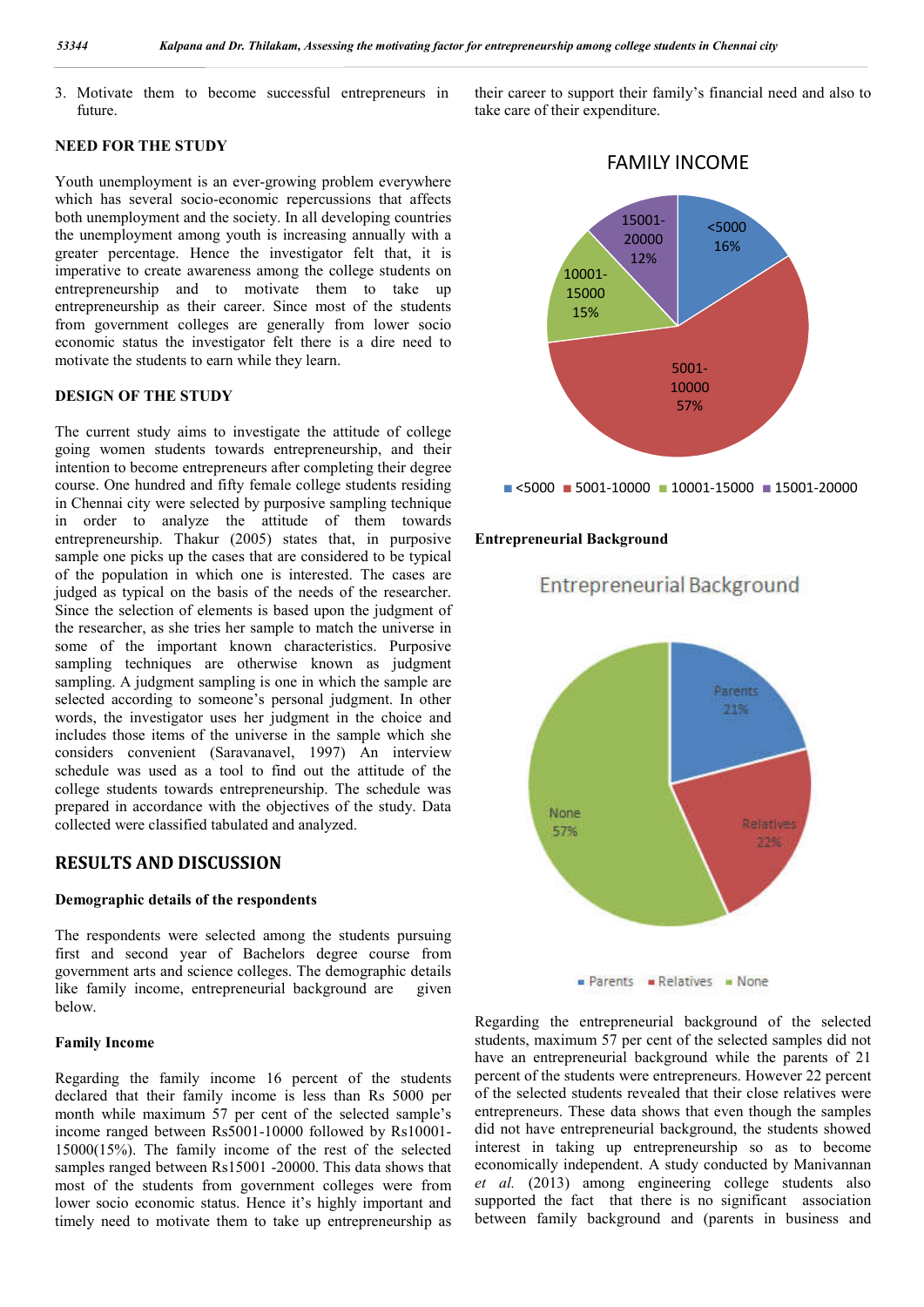3. Motivate them to become successful entrepreneurs in future.

## NEED FOR THE STUDY

Youth unemployment is an ever-growing problem everywhere which has several socio-economic repercussions that affects both unemployment and the society. In all developing countries the unemployment among youth is increasing annually with a greater percentage. Hence the investigator felt that, it is imperative to create awareness among the college students on entrepreneurship and to motivate them to take up entrepreneurship as their career. Since most of the students from government colleges are generally from lower socio economic status the investigator felt there is a dire need to motivate the students to earn while they learn.

## DESIGN OF THE STUDY

The current study aims to investigate the attitude of college going women students towards entrepreneurship, and their intention to become entrepreneurs after completing their degree course. One hundred and fifty female college students residing in Chennai city were selected by purposive sampling technique in order to analyze the attitude of them towards entrepreneurship. Thakur (2005) states that, in purposive sample one picks up the cases that are considered to be typical of the population in which one is interested. The cases are judged as typical on the basis of the needs of the researcher. Since the selection of elements is based upon the judgment of the researcher, as she tries her sample to match the universe in some of the important known characteristics. Purposive sampling techniques are otherwise known as judgment sampling. A judgment sampling is one in which the sample are selected according to someone's personal judgment. In other words, the investigator uses her judgment in the choice and includes those items of the universe in the sample which she considers convenient (Saravanavel, 1997) An interview schedule was used as a tool to find out the attitude of the college students towards entrepreneurship. The schedule was prepared in accordance with the objectives of the study. Data collected were classified tabulated and analyzed.

# RESULTS AND DISCUSSION

### Demographic details of the respondents

The respondents were selected among the students pursuing first and second year of Bachelors degree course from government arts and science colleges. The demographic details like family income, entrepreneurial background are given below.

### Family Income

Regarding the family income 16 percent of the students declared that their family income is less than Rs 5000 per month while maximum 57 per cent of the selected sample's income ranged between Rs5001-10000 followed by Rs10001-15000(15%). The family income of the rest of the selected samples ranged between Rs15001 -20000. This data shows that most of the students from government colleges were from lower socio economic status. Hence it's highly important and timely need to motivate them to take up entrepreneurship as their career to support their family's financial need and also to take care of their expenditure.

FAMILY INCOME

| Family income | Percentage |
|---|---|
| <5000 | 16% |
| 5001-10000 | 57% |
| 10001-15000 | 15% |
| 15001-20000 | 12% |

### Entrepreneurial Background

Entrepreneurial Background

| Background | Percentage |
|---|---|
| Parents | 21% |
| Relatives | 22% |
| None | 57% |

Regarding the entrepreneurial background of the selected students, maximum 57 per cent of the selected samples did not have an entrepreneurial background while the parents of 21 percent of the students were entrepreneurs. However 22 percent of the selected students revealed that their close relatives were entrepreneurs. These data shows that even though the samples did not have entrepreneurial background, the students showed interest in taking up entrepreneurship so as to become economically independent. A study conducted by Manivannan *et al.* (2013) among engineering college students also supported the fact that there is no significant association between family background and (parents in business and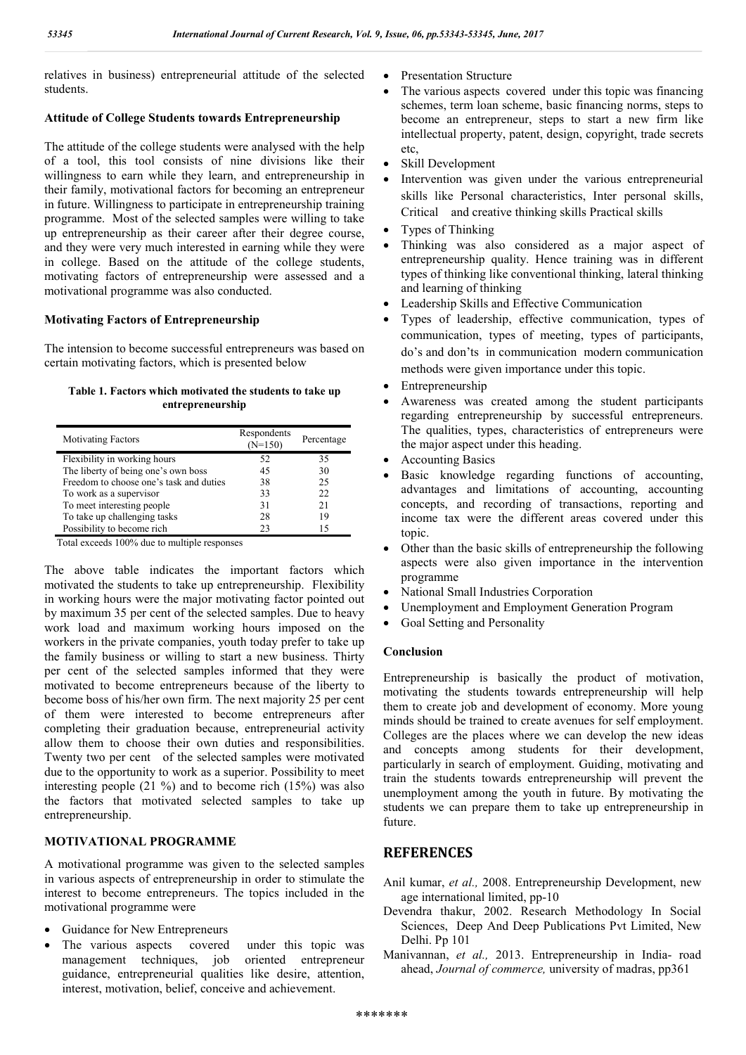relatives in business) entrepreneurial attitude of the selected students.

### Attitude of College Students towards Entrepreneurship

The attitude of the college students were analysed with the help of a tool, this tool consists of nine divisions like their willingness to earn while they learn, and entrepreneurship in their family, motivational factors for becoming an entrepreneur in future. Willingness to participate in entrepreneurship training programme. Most of the selected samples were willing to take up entrepreneurship as their career after their degree course, and they were very much interested in earning while they were in college. Based on the attitude of the college students, motivating factors of entrepreneurship were assessed and a motivational programme was also conducted.

### Motivating Factors of Entrepreneurship

The intension to become successful entrepreneurs was based on certain motivating factors, which is presented below

**Table 1. Factors which motivated the students to take up entrepreneurship**

| Motivating Factors | Respondents (N=150) | Percentage |
|---|---|---|
| Flexibility in working hours | 52 | 35 |
| The liberty of being one's own boss | 45 | 30 |
| Freedom to choose one's task and duties | 38 | 25 |
| To work as a supervisor | 33 | 22 |
| To meet interesting people | 31 | 21 |
| To take up challenging tasks | 28 | 19 |
| Possibility to become rich | 23 | 15 |

Total exceeds 100% due to multiple responses

The above table indicates the important factors which motivated the students to take up entrepreneurship. Flexibility in working hours were the major motivating factor pointed out by maximum 35 per cent of the selected samples. Due to heavy work load and maximum working hours imposed on the workers in the private companies, youth today prefer to take up the family business or willing to start a new business. Thirty per cent of the selected samples informed that they were motivated to become entrepreneurs because of the liberty to become boss of his/her own firm. The next majority 25 per cent of them were interested to become entrepreneurs after completing their graduation because, entrepreneurial activity allow them to choose their own duties and responsibilities. Twenty two per cent of the selected samples were motivated due to the opportunity to work as a superior. Possibility to meet interesting people (21 %) and to become rich (15%) was also the factors that motivated selected samples to take up entrepreneurship.

### MOTIVATIONAL PROGRAMME

A motivational programme was given to the selected samples in various aspects of entrepreneurship in order to stimulate the interest to become entrepreneurs. The topics included in the motivational programme were

- Guidance for New Entrepreneurs
- The various aspects covered under this topic was management techniques, job oriented entrepreneur guidance, entrepreneurial qualities like desire, attention, interest, motivation, belief, conceive and achievement.
- Presentation Structure
- The various aspects covered under this topic was financing schemes, term loan scheme, basic financing norms, steps to become an entrepreneur, steps to start a new firm like intellectual property, patent, design, copyright, trade secrets etc,
- Skill Development
- Intervention was given under the various entrepreneurial skills like Personal characteristics, Inter personal skills, Critical and creative thinking skills Practical skills
- Types of Thinking
- Thinking was also considered as a major aspect of entrepreneurship quality. Hence training was in different types of thinking like conventional thinking, lateral thinking and learning of thinking
- Leadership Skills and Effective Communication
- Types of leadership, effective communication, types of communication, types of meeting, types of participants, do's and don'ts in communication modern communication methods were given importance under this topic.
- Entrepreneurship
- Awareness was created among the student participants regarding entrepreneurship by successful entrepreneurs. The qualities, types, characteristics of entrepreneurs were the major aspect under this heading.
- Accounting Basics
- Basic knowledge regarding functions of accounting, advantages and limitations of accounting, accounting concepts, and recording of transactions, reporting and income tax were the different areas covered under this topic.
- Other than the basic skills of entrepreneurship the following aspects were also given importance in the intervention programme
- National Small Industries Corporation
- Unemployment and Employment Generation Program
- Goal Setting and Personality

### Conclusion

Entrepreneurship is basically the product of motivation, motivating the students towards entrepreneurship will help them to create job and development of economy. More young minds should be trained to create avenues for self employment. Colleges are the places where we can develop the new ideas and concepts among students for their development, particularly in search of employment. Guiding, motivating and train the students towards entrepreneurship will prevent the unemployment among the youth in future. By motivating the students we can prepare them to take up entrepreneurship in future.

## REFERENCES

Anil kumar, *et al.,* 2008. Entrepreneurship Development, new age international limited, pp-10

Devendra thakur, 2002. Research Methodology In Social Sciences, Deep And Deep Publications Pvt Limited, New Delhi. Pp 101

Manivannan, *et al.,* 2013. Entrepreneurship in India- road ahead, *Journal of commerce,* university of madras, pp361

\*\*\*\*\*\*\*